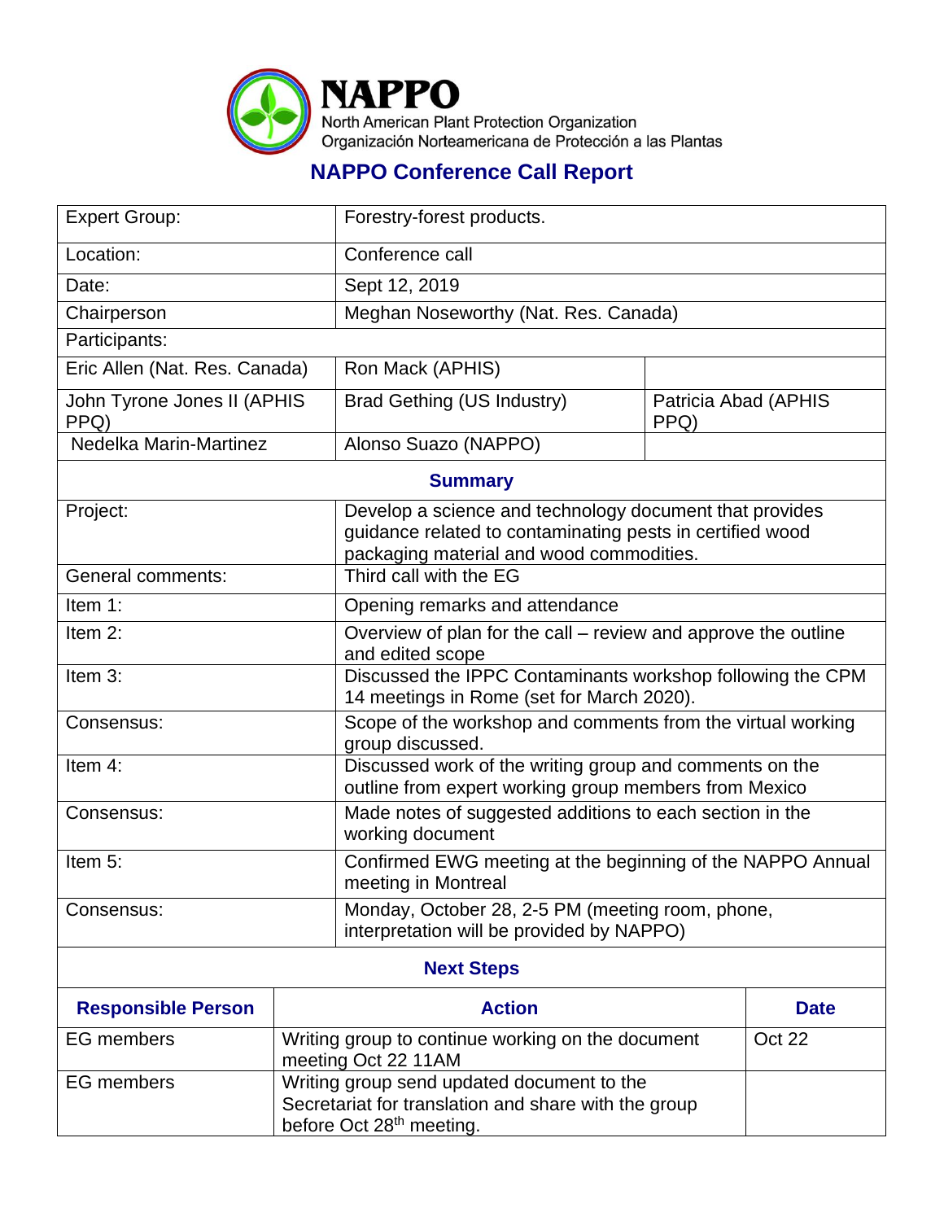**NAPPO**
North American Plant Protection Organization
Organización Norteamericana de Protección a las Plantas

# NAPPO Conference Call Report

| Expert Group: | Forestry-forest products. | |
|---|---|---|
| Location: | Conference call | |
| Date: | Sept 12, 2019 | |
| Chairperson | Meghan Noseworthy (Nat. Res. Canada) | |
| Participants: | | |
| Eric Allen (Nat. Res. Canada) | Ron Mack (APHIS) | |
| John Tyrone Jones II (APHIS PPQ) | Brad Gething (US Industry) | Patricia Abad (APHIS PPQ) |
| Nedelka Marin-Martinez | Alonso Suazo (NAPPO) | |

## Summary

| | |
|---|---|
| Project: | Develop a science and technology document that provides guidance related to contaminating pests in certified wood packaging material and wood commodities. |
| General comments: | Third call with the EG |
| Item 1: | Opening remarks and attendance |
| Item 2: | Overview of plan for the call – review and approve the outline and edited scope |
| Item 3: | Discussed the IPPC Contaminants workshop following the CPM 14 meetings in Rome (set for March 2020). |
| Consensus: | Scope of the workshop and comments from the virtual working group discussed. |
| Item 4: | Discussed work of the writing group and comments on the outline from expert working group members from Mexico |
| Consensus: | Made notes of suggested additions to each section in the working document |
| Item 5: | Confirmed EWG meeting at the beginning of the NAPPO Annual meeting in Montreal |
| Consensus: | Monday, October 28, 2-5 PM (meeting room, phone, interpretation will be provided by NAPPO) |

## Next Steps

| Responsible Person | Action | Date |
|---|---|---|
| EG members | Writing group to continue working on the document meeting Oct 22 11AM | Oct 22 |
| EG members | Writing group send updated document to the Secretariat for translation and share with the group before Oct 28th meeting. | |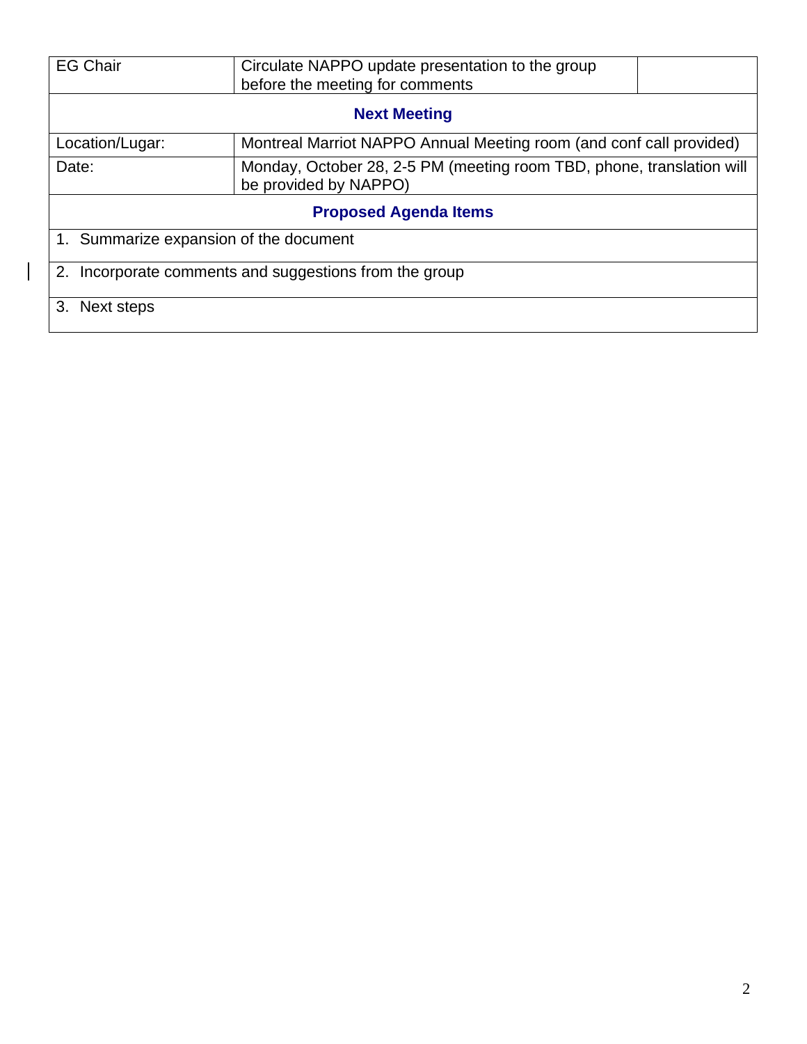| | | |
|---|---|---|
| EG Chair | Circulate NAPPO update presentation to the group before the meeting for comments | |

| | |
|---|---|
| **Next Meeting** | |
| Location/Lugar: | Montreal Marriot NAPPO Annual Meeting room (and conf call provided) |
| Date: | Monday, October 28, 2-5 PM (meeting room TBD, phone, translation will be provided by NAPPO) |
| **Proposed Agenda Items** | |
| 1. Summarize expansion of the document | |
| 2. Incorporate comments and suggestions from the group | |
| 3. Next steps | |